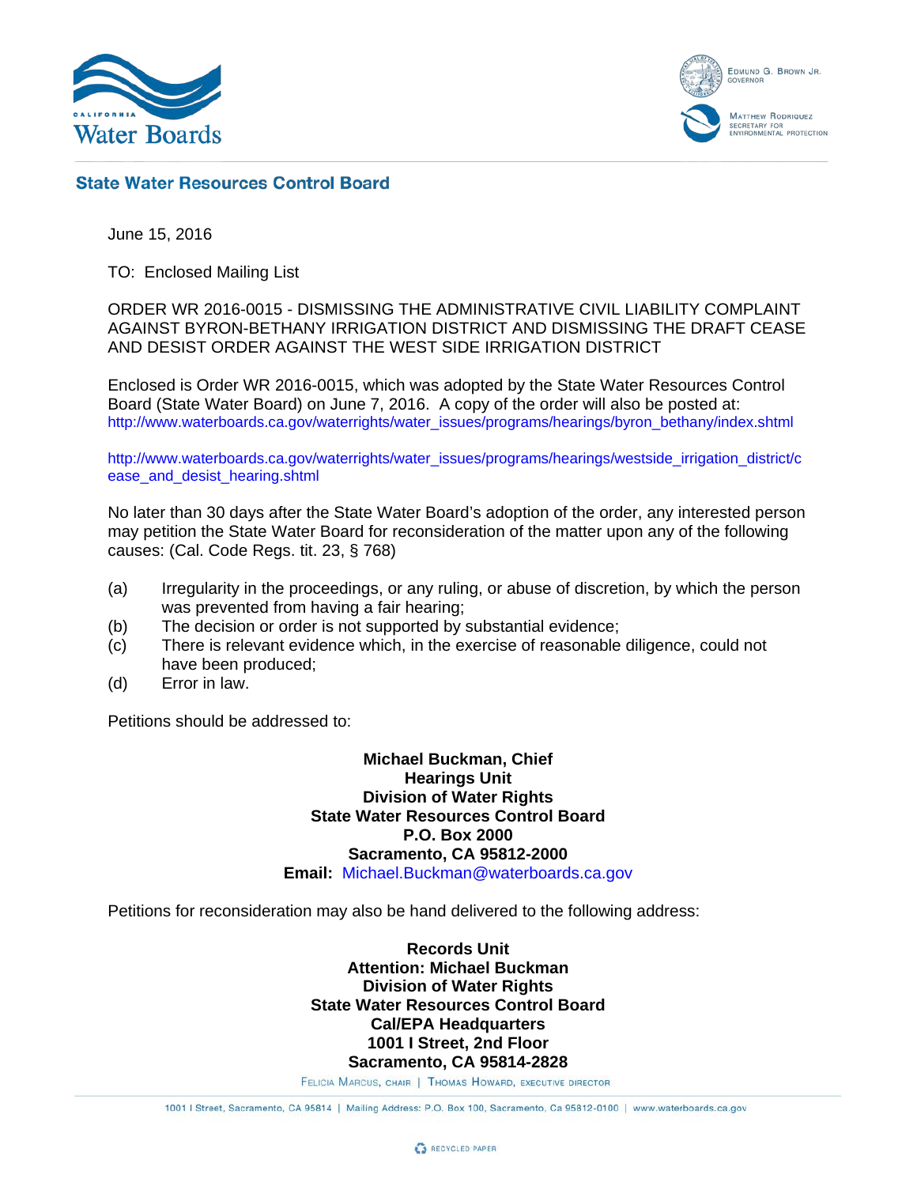Water Boards

EDMUND G. BROWN JR.
GOVERNOR

MATTHEW RODRIQUEZ
SECRETARY FOR
ENVIRONMENTAL PROTECTION

## State Water Resources Control Board

June 15, 2016

TO: Enclosed Mailing List

ORDER WR 2016-0015 - DISMISSING THE ADMINISTRATIVE CIVIL LIABILITY COMPLAINT AGAINST BYRON-BETHANY IRRIGATION DISTRICT AND DISMISSING THE DRAFT CEASE AND DESIST ORDER AGAINST THE WEST SIDE IRRIGATION DISTRICT

Enclosed is Order WR 2016-0015, which was adopted by the State Water Resources Control Board (State Water Board) on June 7, 2016. A copy of the order will also be posted at:
http://www.waterboards.ca.gov/waterrights/water_issues/programs/hearings/byron_bethany/index.shtml

http://www.waterboards.ca.gov/waterrights/water_issues/programs/hearings/westside_irrigation_district/cease_and_desist_hearing.shtml

No later than 30 days after the State Water Board's adoption of the order, any interested person may petition the State Water Board for reconsideration of the matter upon any of the following causes: (Cal. Code Regs. tit. 23, § 768)

(a) Irregularity in the proceedings, or any ruling, or abuse of discretion, by which the person was prevented from having a fair hearing;
(b) The decision or order is not supported by substantial evidence;
(c) There is relevant evidence which, in the exercise of reasonable diligence, could not have been produced;
(d) Error in law.

Petitions should be addressed to:

**Michael Buckman, Chief**
**Hearings Unit**
**Division of Water Rights**
**State Water Resources Control Board**
**P.O. Box 2000**
**Sacramento, CA 95812-2000**
**Email:** Michael.Buckman@waterboards.ca.gov

Petitions for reconsideration may also be hand delivered to the following address:

**Records Unit**
**Attention: Michael Buckman**
**Division of Water Rights**
**State Water Resources Control Board**
**Cal/EPA Headquarters**
**1001 I Street, 2nd Floor**
**Sacramento, CA 95814-2828**

FELICIA MARCUS, CHAIR | THOMAS HOWARD, EXECUTIVE DIRECTOR

1001 I Street, Sacramento, CA 95814 | Mailing Address: P.O. Box 100, Sacramento, Ca 95812-0100 | www.waterboards.ca.gov

RECYCLED PAPER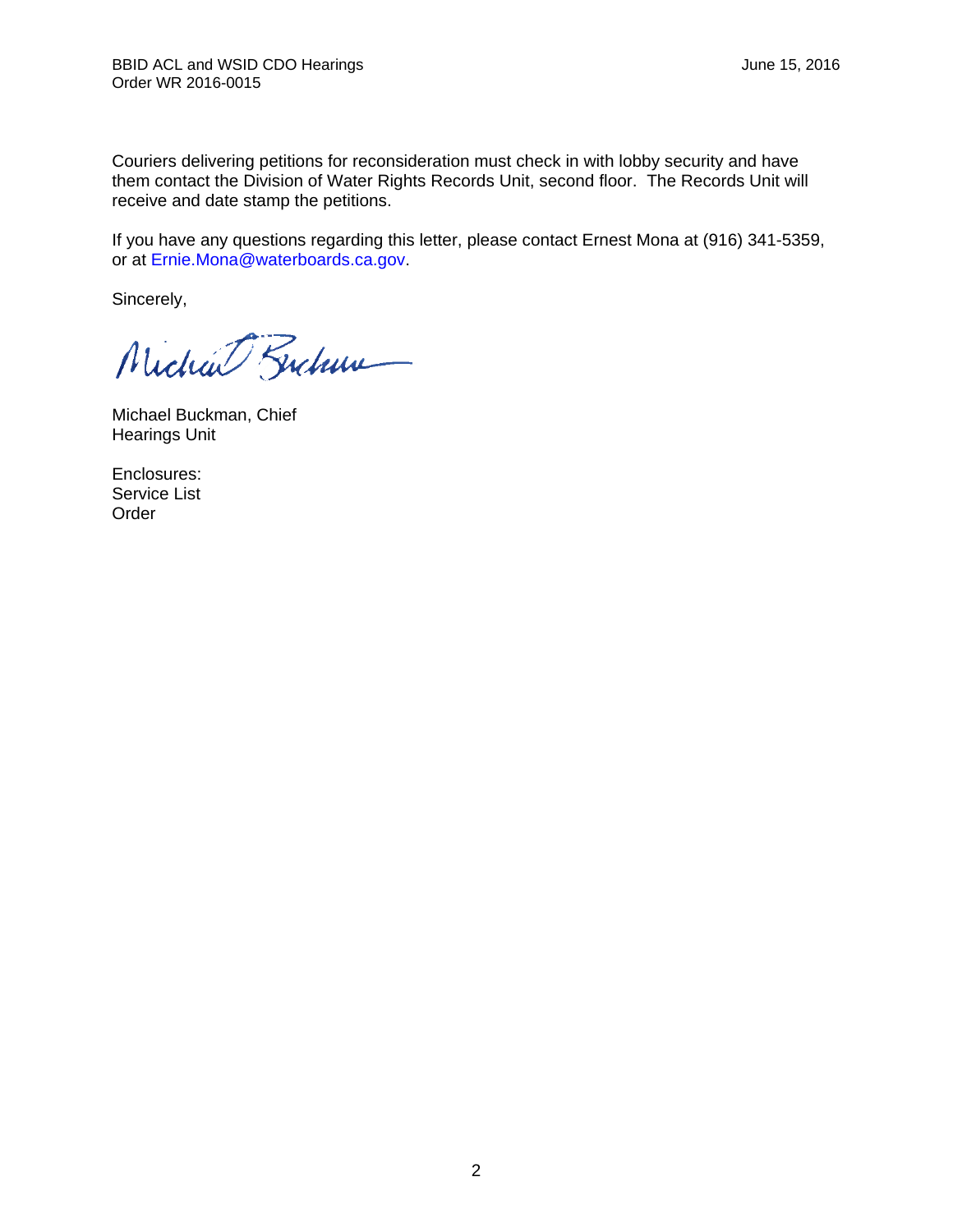Couriers delivering petitions for reconsideration must check in with lobby security and have them contact the Division of Water Rights Records Unit, second floor. The Records Unit will receive and date stamp the petitions.

If you have any questions regarding this letter, please contact Ernest Mona at (916) 341-5359, or at Ernie.Mona@waterboards.ca.gov.

Sincerely,

Michael Buckman, Chief
Hearings Unit

Enclosures:
Service List
Order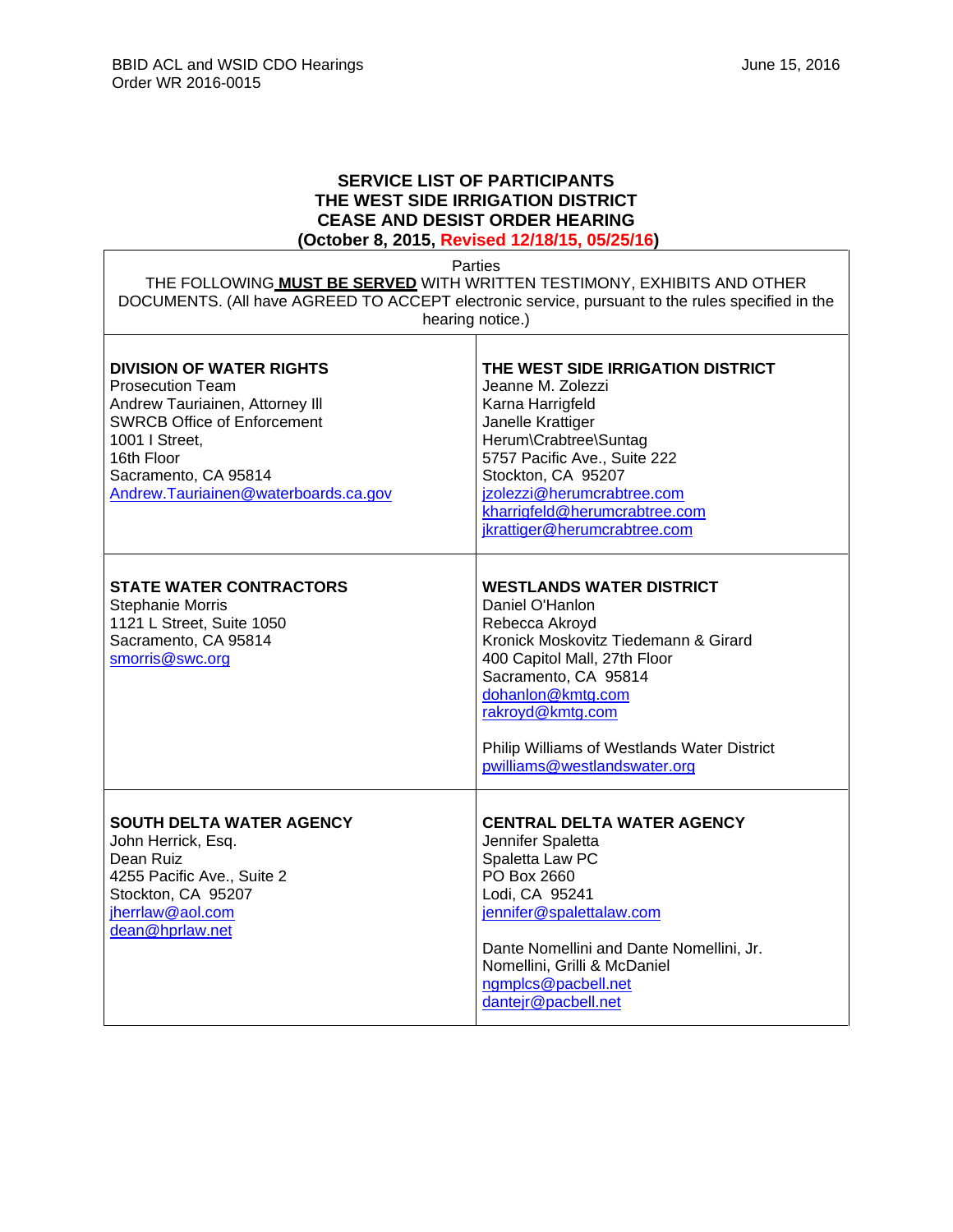**SERVICE LIST OF PARTICIPANTS**
**THE WEST SIDE IRRIGATION DISTRICT**
**CEASE AND DESIST ORDER HEARING**
**(October 8, 2015, Revised 12/18/15, 05/25/16)**

| Parties<br>THE FOLLOWING **MUST BE SERVED** WITH WRITTEN TESTIMONY, EXHIBITS AND OTHER DOCUMENTS. (All have AGREED TO ACCEPT electronic service, pursuant to the rules specified in the hearing notice.) | |
|---|---|
| **DIVISION OF WATER RIGHTS**<br>Prosecution Team<br>Andrew Tauriainen, Attorney III<br>SWRCB Office of Enforcement<br>1001 I Street,<br>16th Floor<br>Sacramento, CA 95814<br>Andrew.Tauriainen@waterboards.ca.gov | **THE WEST SIDE IRRIGATION DISTRICT**<br>Jeanne M. Zolezzi<br>Karna Harrigfeld<br>Janelle Krattiger<br>Herum\Crabtree\Suntag<br>5757 Pacific Ave., Suite 222<br>Stockton, CA 95207<br>jzolezzi@herumcrabtree.com<br>kharrigfeld@herumcrabtree.com<br>jkrattiger@herumcrabtree.com |
| **STATE WATER CONTRACTORS**<br>Stephanie Morris<br>1121 L Street, Suite 1050<br>Sacramento, CA 95814<br>smorris@swc.org | **WESTLANDS WATER DISTRICT**<br>Daniel O'Hanlon<br>Rebecca Akroyd<br>Kronick Moskovitz Tiedemann & Girard<br>400 Capitol Mall, 27th Floor<br>Sacramento, CA 95814<br>dohanlon@kmtg.com<br>rakroyd@kmtg.com<br><br>Philip Williams of Westlands Water District<br>pwilliams@westlandswater.org |
| **SOUTH DELTA WATER AGENCY**<br>John Herrick, Esq.<br>Dean Ruiz<br>4255 Pacific Ave., Suite 2<br>Stockton, CA 95207<br>jherrlaw@aol.com<br>dean@hprlaw.net | **CENTRAL DELTA WATER AGENCY**<br>Jennifer Spaletta<br>Spaletta Law PC<br>PO Box 2660<br>Lodi, CA 95241<br>jennifer@spalettalaw.com<br><br>Dante Nomellini and Dante Nomellini, Jr.<br>Nomellini, Grilli & McDaniel<br>ngmplcs@pacbell.net<br>dantejr@pacbell.net |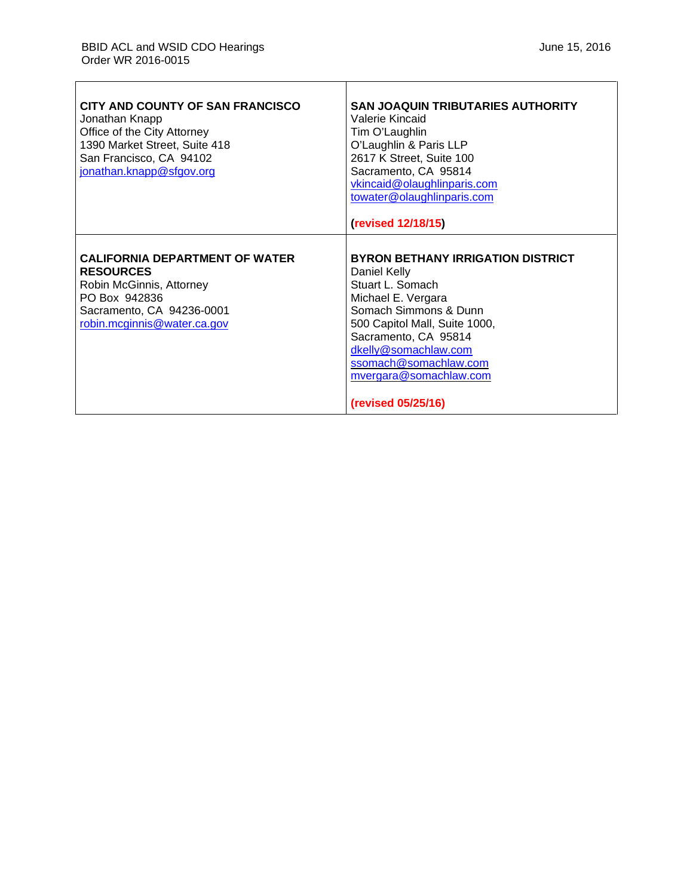| | |
|---|---|
| **CITY AND COUNTY OF SAN FRANCISCO**<br>Jonathan Knapp<br>Office of the City Attorney<br>1390 Market Street, Suite 418<br>San Francisco, CA 94102<br>jonathan.knapp@sfgov.org | **SAN JOAQUIN TRIBUTARIES AUTHORITY**<br>Valerie Kincaid<br>Tim O'Laughlin<br>O'Laughlin & Paris LLP<br>2617 K Street, Suite 100<br>Sacramento, CA 95814<br>vkincaid@olaughlinparis.com<br>towater@olaughlinparis.com<br><br>**(revised 12/18/15)** |
| **CALIFORNIA DEPARTMENT OF WATER RESOURCES**<br>Robin McGinnis, Attorney<br>PO Box 942836<br>Sacramento, CA 94236-0001<br>robin.mcginnis@water.ca.gov | **BYRON BETHANY IRRIGATION DISTRICT**<br>Daniel Kelly<br>Stuart L. Somach<br>Michael E. Vergara<br>Somach Simmons & Dunn<br>500 Capitol Mall, Suite 1000,<br>Sacramento, CA 95814<br>dkelly@somachlaw.com<br>ssomach@somachlaw.com<br>mvergara@somachlaw.com<br><br>**(revised 05/25/16)** |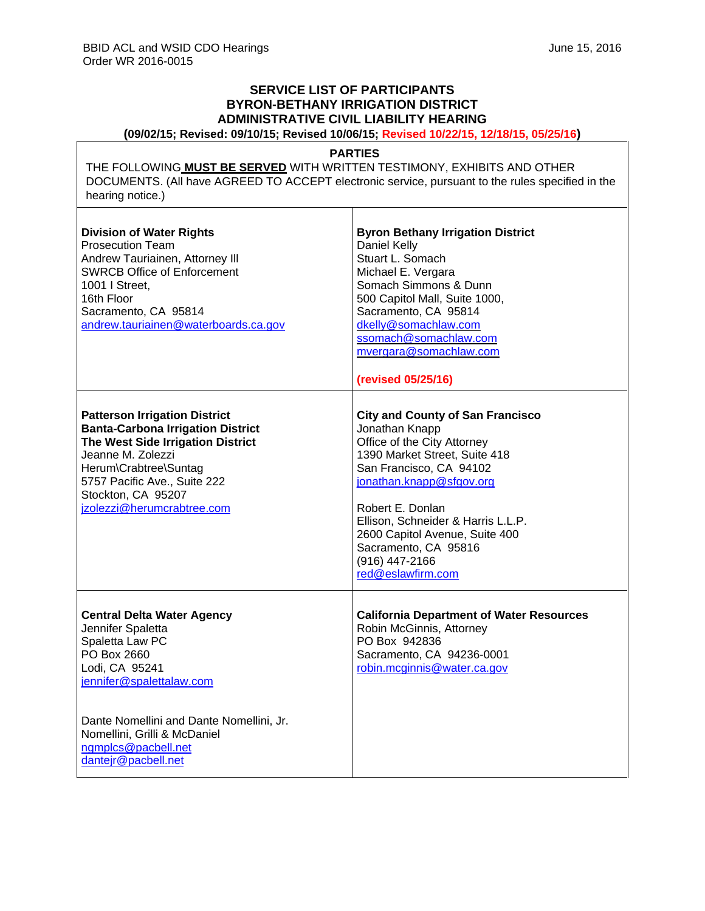BBID ACL and WSID CDO Hearings
Order WR 2016-0015

June 15, 2016

## SERVICE LIST OF PARTICIPANTS
## BYRON-BETHANY IRRIGATION DISTRICT
## ADMINISTRATIVE CIVIL LIABILITY HEARING

**(09/02/15; Revised: 09/10/15; Revised 10/06/15; Revised 10/22/15, 12/18/15, 05/25/16)**

**PARTIES**

THE FOLLOWING **MUST BE SERVED** WITH WRITTEN TESTIMONY, EXHIBITS AND OTHER DOCUMENTS. (All have AGREED TO ACCEPT electronic service, pursuant to the rules specified in the hearing notice.)

| | |
|---|---|
| **Division of Water Rights**<br>Prosecution Team<br>Andrew Tauriainen, Attorney III<br>SWRCB Office of Enforcement<br>1001 I Street,<br>16th Floor<br>Sacramento, CA 95814<br>andrew.tauriainen@waterboards.ca.gov | **Byron Bethany Irrigation District**<br>Daniel Kelly<br>Stuart L. Somach<br>Michael E. Vergara<br>Somach Simmons & Dunn<br>500 Capitol Mall, Suite 1000,<br>Sacramento, CA 95814<br>dkelly@somachlaw.com<br>ssomach@somachlaw.com<br>mvergara@somachlaw.com<br><br>**(revised 05/25/16)** |
| **Patterson Irrigation District**<br>**Banta-Carbona Irrigation District**<br>**The West Side Irrigation District**<br>Jeanne M. Zolezzi<br>Herum\Crabtree\Suntag<br>5757 Pacific Ave., Suite 222<br>Stockton, CA 95207<br>jzolezzi@herumcrabtree.com | **City and County of San Francisco**<br>Jonathan Knapp<br>Office of the City Attorney<br>1390 Market Street, Suite 418<br>San Francisco, CA 94102<br>jonathan.knapp@sfgov.org<br><br>Robert E. Donlan<br>Ellison, Schneider & Harris L.L.P.<br>2600 Capitol Avenue, Suite 400<br>Sacramento, CA 95816<br>(916) 447-2166<br>red@eslawfirm.com |
| **Central Delta Water Agency**<br>Jennifer Spaletta<br>Spaletta Law PC<br>PO Box 2660<br>Lodi, CA 95241<br>jennifer@spalettalaw.com<br><br>Dante Nomellini and Dante Nomellini, Jr.<br>Nomellini, Grilli & McDaniel<br>ngmplcs@pacbell.net<br>dantejr@pacbell.net | **California Department of Water Resources**<br>Robin McGinnis, Attorney<br>PO Box 942836<br>Sacramento, CA 94236-0001<br>robin.mcginnis@water.ca.gov |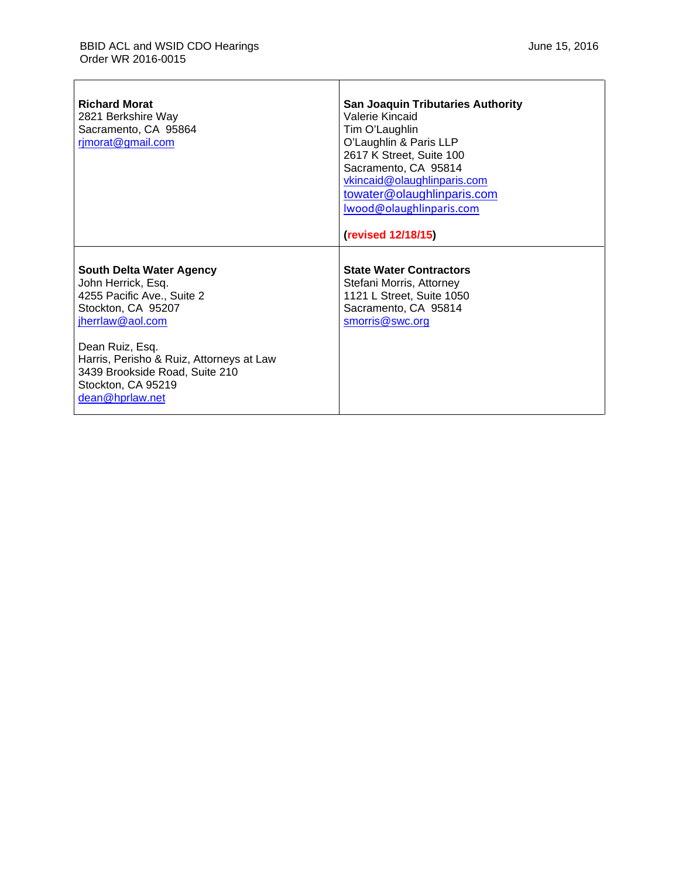| | |
|---|---|
| **Richard Morat**<br>2821 Berkshire Way<br>Sacramento, CA  95864<br>rjmorat@gmail.com | **San Joaquin Tributaries Authority**<br>Valerie Kincaid<br>Tim O'Laughlin<br>O'Laughlin & Paris LLP<br>2617 K Street, Suite 100<br>Sacramento, CA  95814<br>vkincaid@olaughlinparis.com<br>towater@olaughlinparis.com<br>lwood@olaughlinparis.com<br><br>**(revised 12/18/15)** |
| **South Delta Water Agency**<br>John Herrick, Esq.<br>4255 Pacific Ave., Suite 2<br>Stockton, CA  95207<br>jherrlaw@aol.com<br><br>Dean Ruiz, Esq.<br>Harris, Perisho & Ruiz, Attorneys at Law<br>3439 Brookside Road, Suite 210<br>Stockton, CA 95219<br>dean@hprlaw.net | **State Water Contractors**<br>Stefani Morris, Attorney<br>1121 L Street, Suite 1050<br>Sacramento, CA  95814<br>smorris@swc.org |